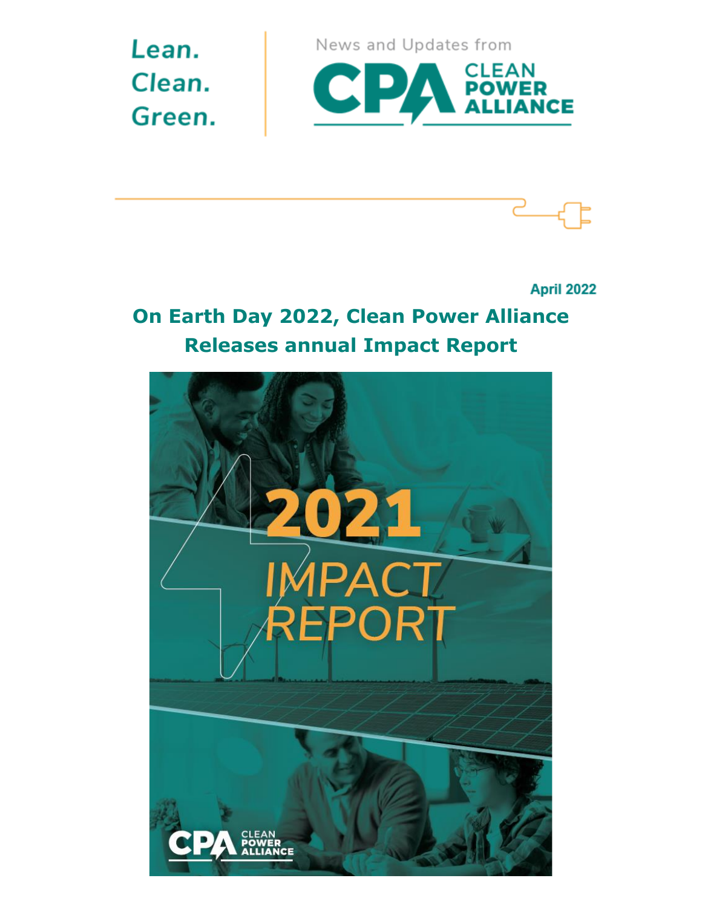Lean.
Clean.
Green.

News and Updates from

CPA CLEAN POWER ALLIANCE

April 2022

## On Earth Day 2022, Clean Power Alliance Releases annual Impact Report

2021 IMPACT REPORT

CPA CLEAN POWER ALLIANCE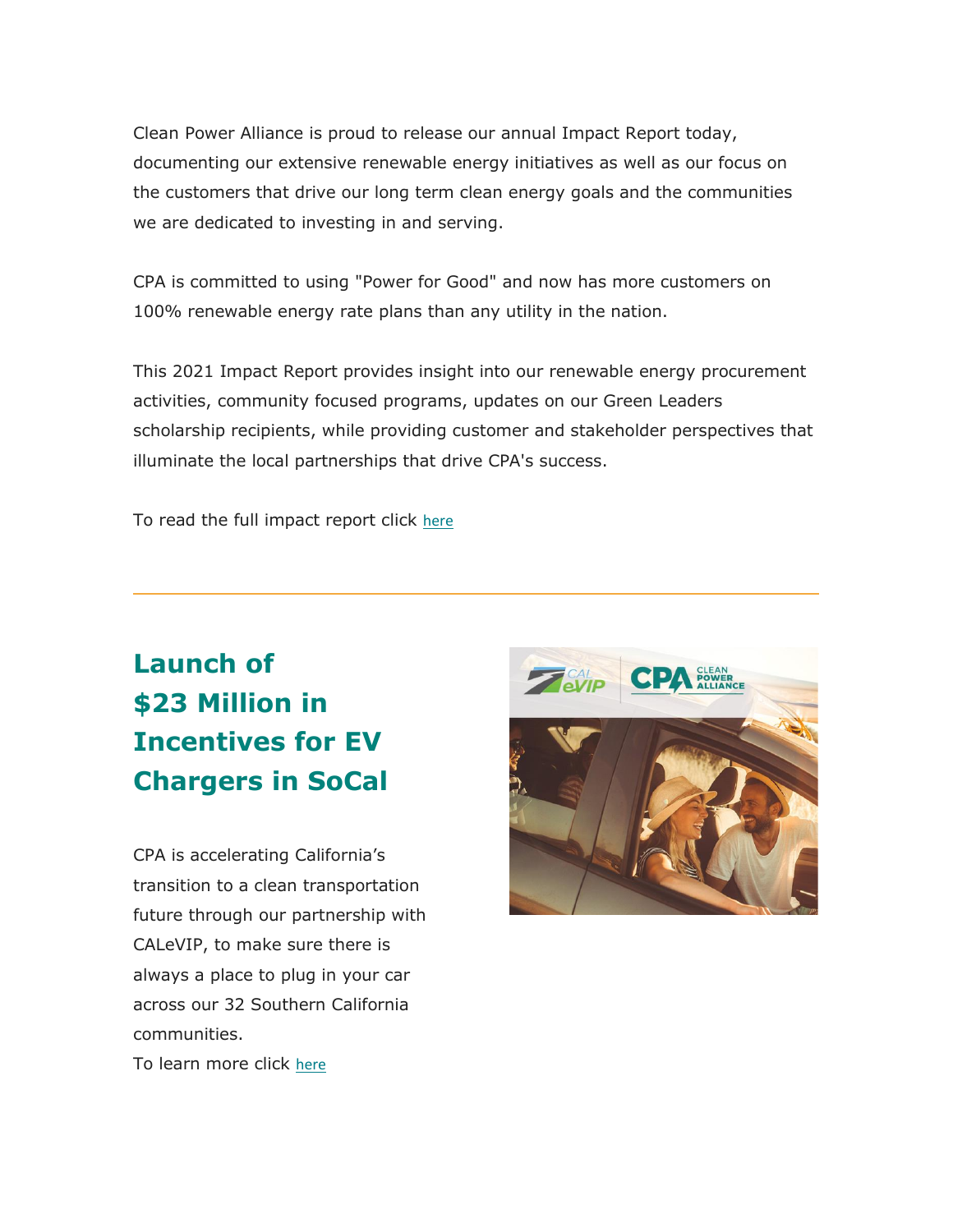Clean Power Alliance is proud to release our annual Impact Report today, documenting our extensive renewable energy initiatives as well as our focus on the customers that drive our long term clean energy goals and the communities we are dedicated to investing in and serving.

CPA is committed to using "Power for Good" and now has more customers on 100% renewable energy rate plans than any utility in the nation.

This 2021 Impact Report provides insight into our renewable energy procurement activities, community focused programs, updates on our Green Leaders scholarship recipients, while providing customer and stakeholder perspectives that illuminate the local partnerships that drive CPA's success.

To read the full impact report click here

---

## Launch of $23 Million in Incentives for EV Chargers in SoCal

CPA is accelerating California's transition to a clean transportation future through our partnership with CALeVIP, to make sure there is always a place to plug in your car across our 32 Southern California communities.

To learn more click here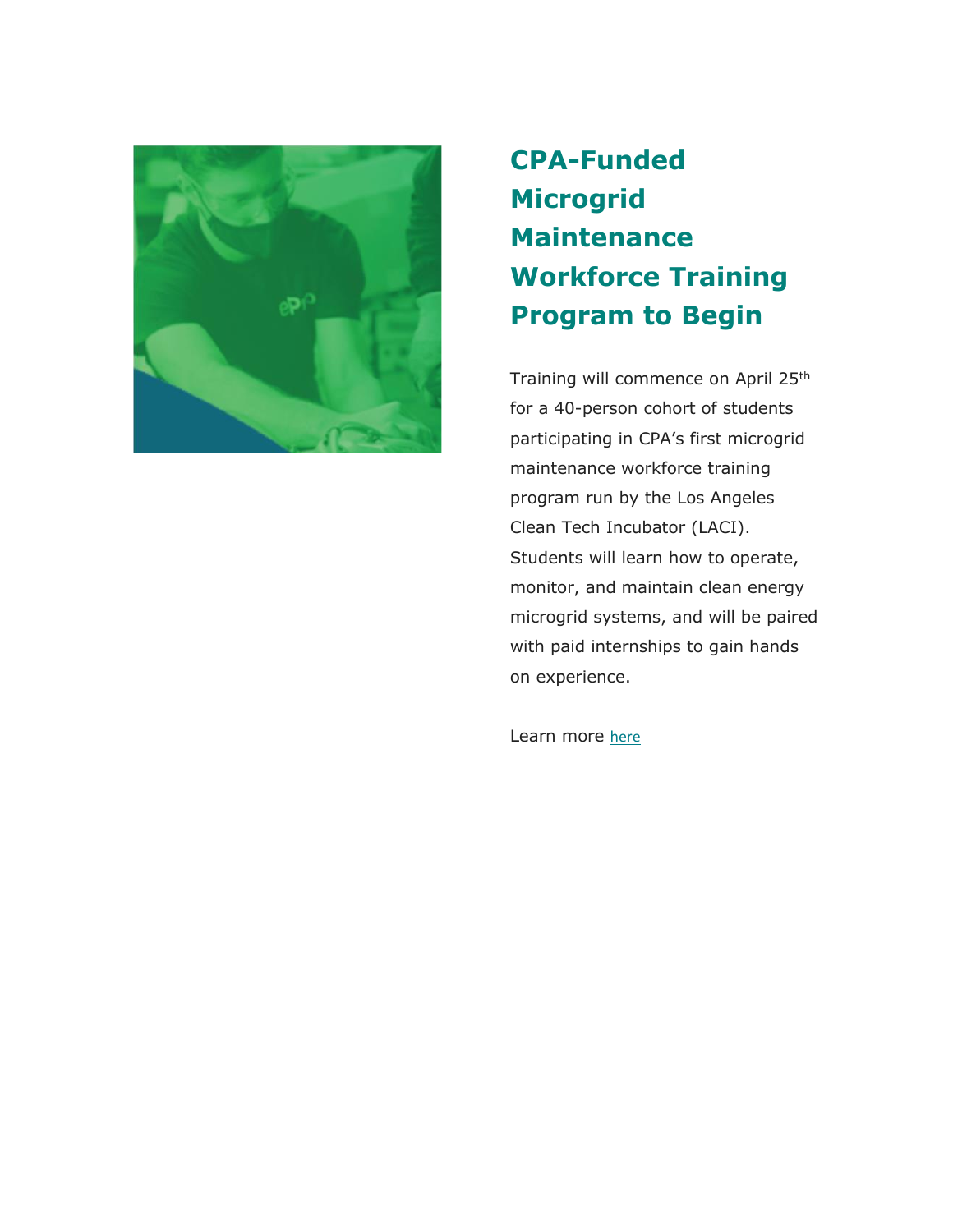## CPA-Funded Microgrid Maintenance Workforce Training Program to Begin

Training will commence on April 25th for a 40-person cohort of students participating in CPA's first microgrid maintenance workforce training program run by the Los Angeles Clean Tech Incubator (LACI). Students will learn how to operate, monitor, and maintain clean energy microgrid systems, and will be paired with paid internships to gain hands on experience.

Learn more here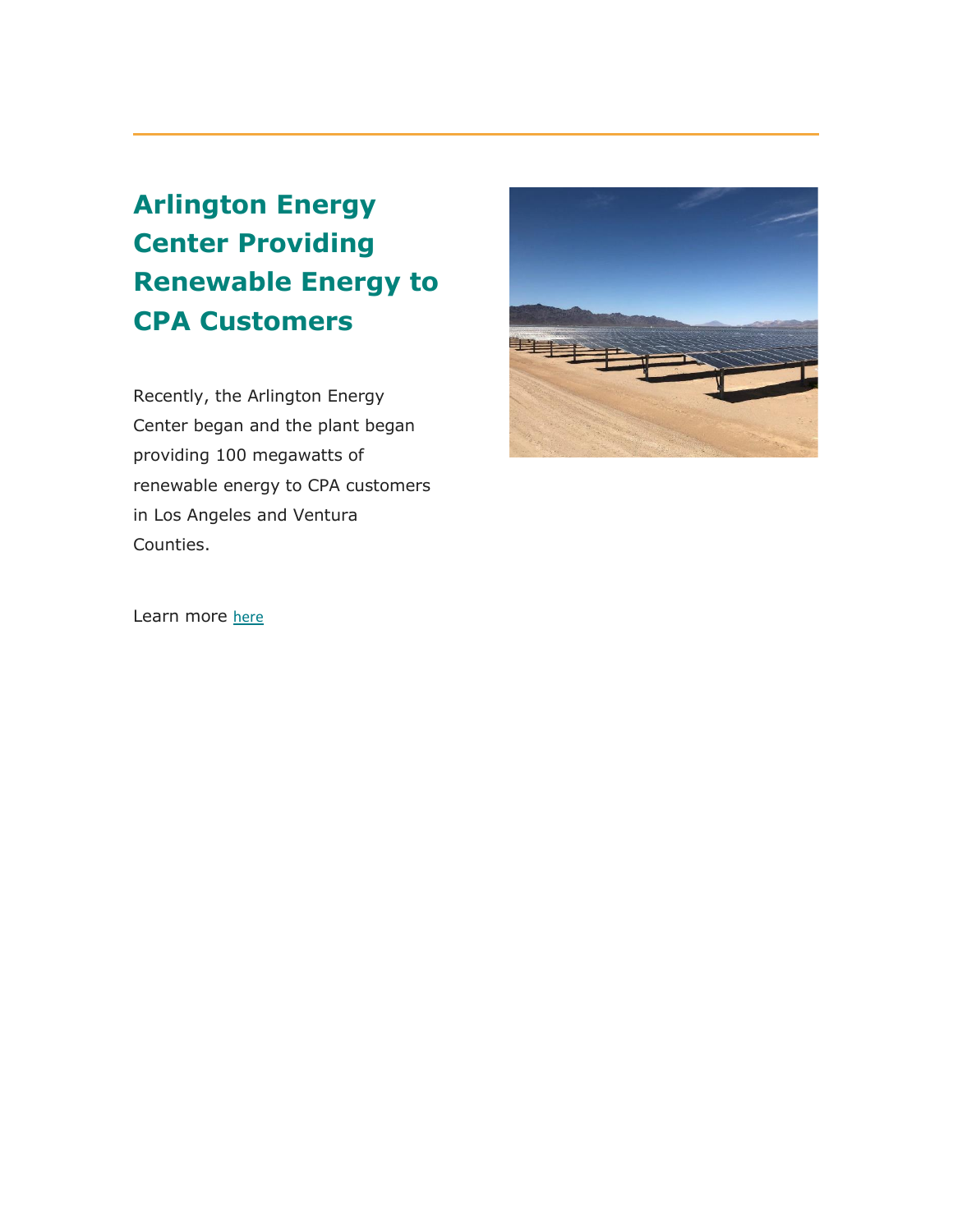# Arlington Energy Center Providing Renewable Energy to CPA Customers

Recently, the Arlington Energy Center began and the plant began providing 100 megawatts of renewable energy to CPA customers in Los Angeles and Ventura Counties.

Learn more here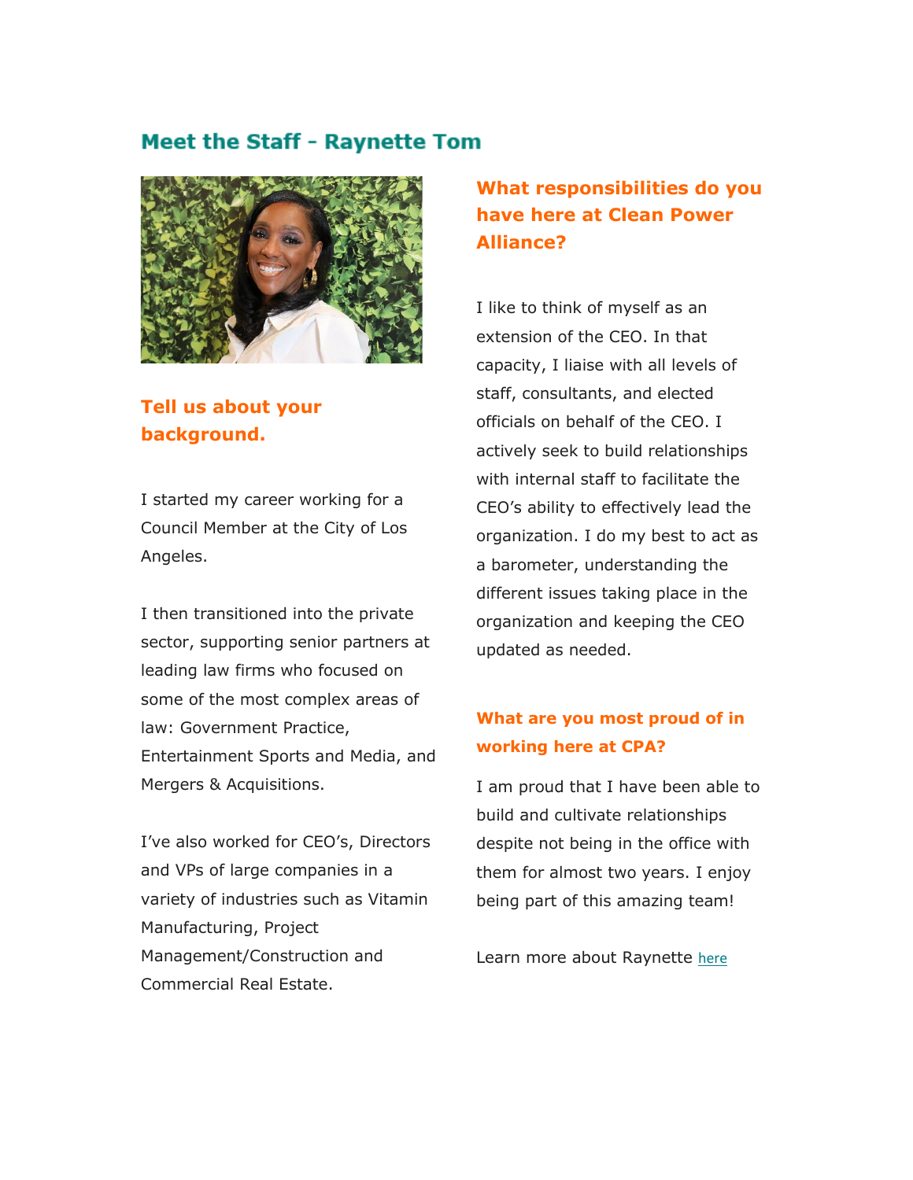## Meet the Staff - Raynette Tom

### Tell us about your background.

I started my career working for a Council Member at the City of Los Angeles.

I then transitioned into the private sector, supporting senior partners at leading law firms who focused on some of the most complex areas of law: Government Practice, Entertainment Sports and Media, and Mergers & Acquisitions.

I've also worked for CEO's, Directors and VPs of large companies in a variety of industries such as Vitamin Manufacturing, Project Management/Construction and Commercial Real Estate.

### What responsibilities do you have here at Clean Power Alliance?

I like to think of myself as an extension of the CEO. In that capacity, I liaise with all levels of staff, consultants, and elected officials on behalf of the CEO. I actively seek to build relationships with internal staff to facilitate the CEO's ability to effectively lead the organization. I do my best to act as a barometer, understanding the different issues taking place in the organization and keeping the CEO updated as needed.

### What are you most proud of in working here at CPA?

I am proud that I have been able to build and cultivate relationships despite not being in the office with them for almost two years. I enjoy being part of this amazing team!

Learn more about Raynette here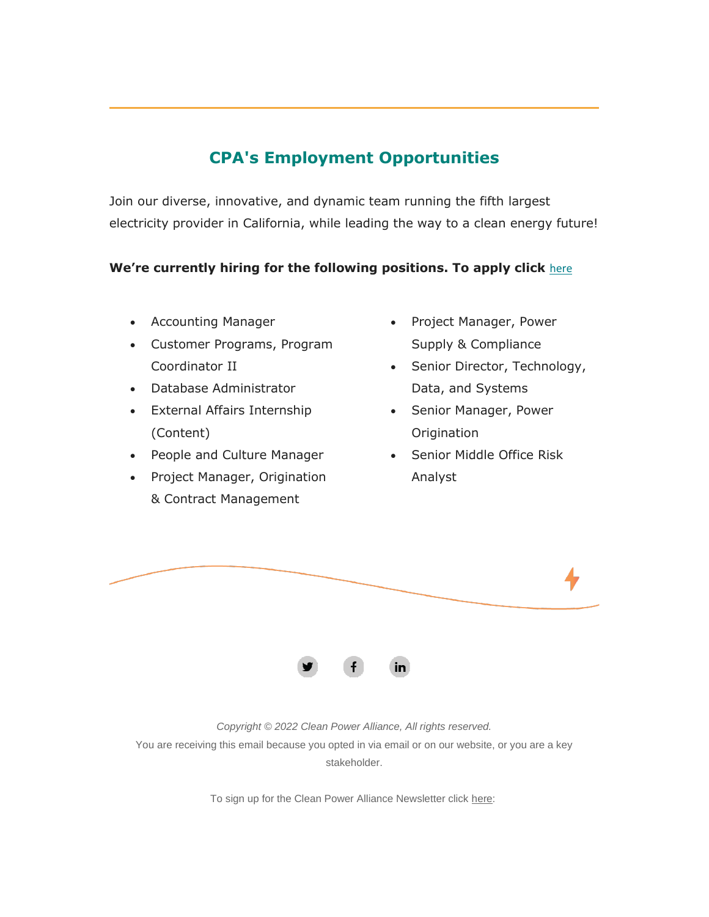## CPA's Employment Opportunities

Join our diverse, innovative, and dynamic team running the fifth largest electricity provider in California, while leading the way to a clean energy future!

**We're currently hiring for the following positions. To apply click** here

- Accounting Manager
- Customer Programs, Program Coordinator II
- Database Administrator
- External Affairs Internship (Content)
- People and Culture Manager
- Project Manager, Origination & Contract Management
- Project Manager, Power Supply & Compliance
- Senior Director, Technology, Data, and Systems
- Senior Manager, Power Origination
- Senior Middle Office Risk Analyst

*Copyright © 2022 Clean Power Alliance, All rights reserved.*

You are receiving this email because you opted in via email or on our website, or you are a key stakeholder.

To sign up for the Clean Power Alliance Newsletter click here: